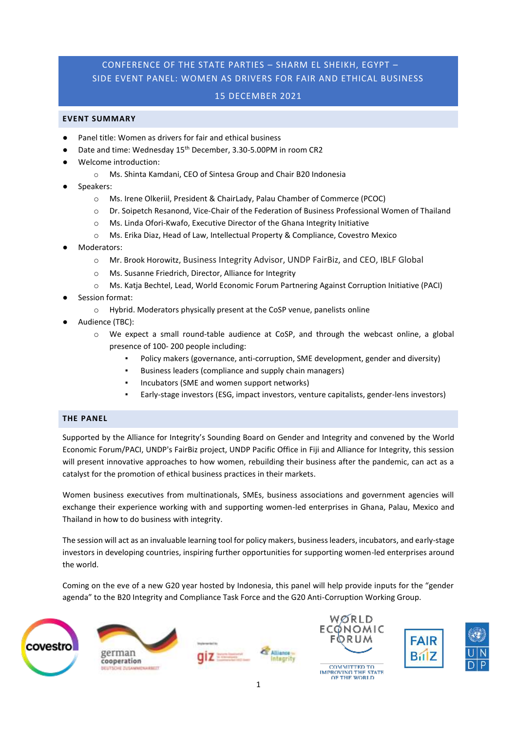# CONFERENCE OF THE STATE PARTIES – SHARM EL SHEIKH, EGYPT – SIDE EVENT PANEL: WOMEN AS DRIVERS FOR FAIR AND ETHICAL BUSINESS

## 15 DECEMBER 2021

## EVENT SUMMARY

- Panel title: Women as drivers for fair and ethical business
- Date and time: Wednesday 15th December, 3.30-5.00PM in room CR2
- Welcome introduction:
  - Ms. Shinta Kamdani, CEO of Sintesa Group and Chair B20 Indonesia
- Speakers:
  - Ms. Irene Olkeriil, President & ChairLady, Palau Chamber of Commerce (PCOC)
  - Dr. Soipetch Resanond, Vice-Chair of the Federation of Business Professional Women of Thailand
  - Ms. Linda Ofori-Kwafo, Executive Director of the Ghana Integrity Initiative
  - Ms. Erika Diaz, Head of Law, Intellectual Property & Compliance, Covestro Mexico
- Moderators:
  - Mr. Brook Horowitz, Business Integrity Advisor, UNDP FairBiz, and CEO, IBLF Global
  - Ms. Susanne Friedrich, Director, Alliance for Integrity
  - Ms. Katja Bechtel, Lead, World Economic Forum Partnering Against Corruption Initiative (PACI)
- Session format:
  - Hybrid. Moderators physically present at the CoSP venue, panelists online
- Audience (TBC):
  - We expect a small round-table audience at CoSP, and through the webcast online, a global presence of 100- 200 people including:
    - Policy makers (governance, anti-corruption, SME development, gender and diversity)
    - Business leaders (compliance and supply chain managers)
    - Incubators (SME and women support networks)
    - Early-stage investors (ESG, impact investors, venture capitalists, gender-lens investors)

## THE PANEL

Supported by the Alliance for Integrity's Sounding Board on Gender and Integrity and convened by the World Economic Forum/PACI, UNDP's FairBiz project, UNDP Pacific Office in Fiji and Alliance for Integrity, this session will present innovative approaches to how women, rebuilding their business after the pandemic, can act as a catalyst for the promotion of ethical business practices in their markets.

Women business executives from multinationals, SMEs, business associations and government agencies will exchange their experience working with and supporting women-led enterprises in Ghana, Palau, Mexico and Thailand in how to do business with integrity.

The session will act as an invaluable learning tool for policy makers, business leaders, incubators, and early-stage investors in developing countries, inspiring further opportunities for supporting women-led enterprises around the world.

Coming on the eve of a new G20 year hosted by Indonesia, this panel will help provide inputs for the "gender agenda" to the B20 Integrity and Compliance Task Force and the G20 Anti-Corruption Working Group.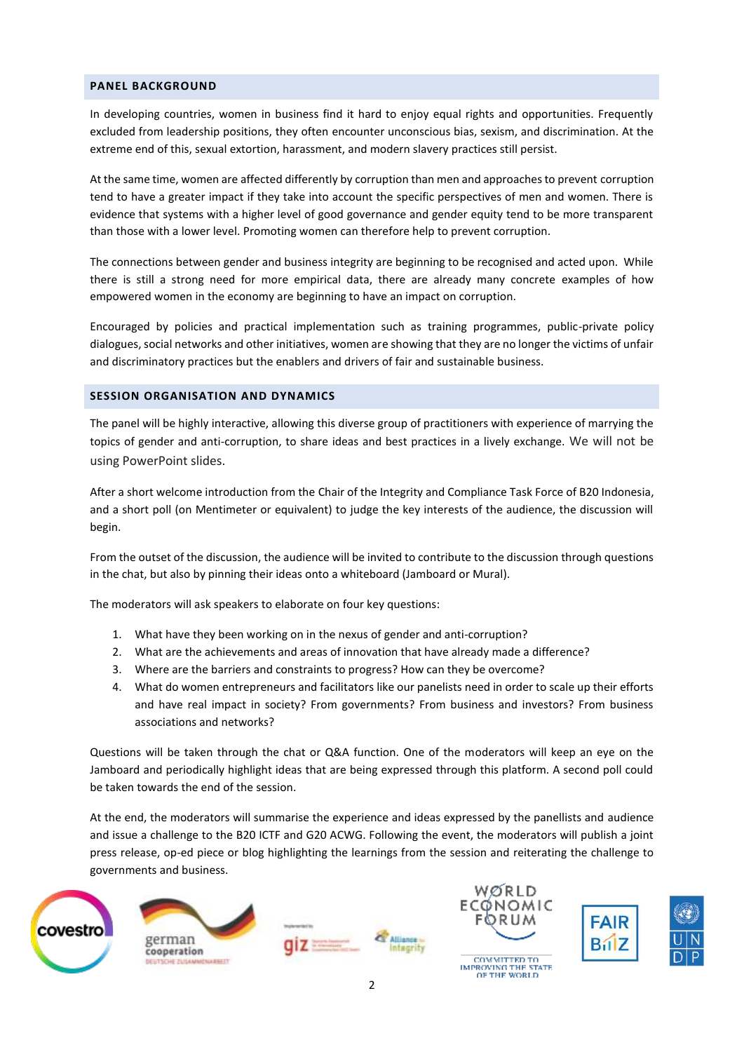## PANEL BACKGROUND

In developing countries, women in business find it hard to enjoy equal rights and opportunities. Frequently excluded from leadership positions, they often encounter unconscious bias, sexism, and discrimination. At the extreme end of this, sexual extortion, harassment, and modern slavery practices still persist.

At the same time, women are affected differently by corruption than men and approaches to prevent corruption tend to have a greater impact if they take into account the specific perspectives of men and women. There is evidence that systems with a higher level of good governance and gender equity tend to be more transparent than those with a lower level. Promoting women can therefore help to prevent corruption.

The connections between gender and business integrity are beginning to be recognised and acted upon. While there is still a strong need for more empirical data, there are already many concrete examples of how empowered women in the economy are beginning to have an impact on corruption.

Encouraged by policies and practical implementation such as training programmes, public-private policy dialogues, social networks and other initiatives, women are showing that they are no longer the victims of unfair and discriminatory practices but the enablers and drivers of fair and sustainable business.

## SESSION ORGANISATION AND DYNAMICS

The panel will be highly interactive, allowing this diverse group of practitioners with experience of marrying the topics of gender and anti-corruption, to share ideas and best practices in a lively exchange. We will not be using PowerPoint slides.

After a short welcome introduction from the Chair of the Integrity and Compliance Task Force of B20 Indonesia, and a short poll (on Mentimeter or equivalent) to judge the key interests of the audience, the discussion will begin.

From the outset of the discussion, the audience will be invited to contribute to the discussion through questions in the chat, but also by pinning their ideas onto a whiteboard (Jamboard or Mural).

The moderators will ask speakers to elaborate on four key questions:

1. What have they been working on in the nexus of gender and anti-corruption?
2. What are the achievements and areas of innovation that have already made a difference?
3. Where are the barriers and constraints to progress? How can they be overcome?
4. What do women entrepreneurs and facilitators like our panelists need in order to scale up their efforts and have real impact in society? From governments? From business and investors? From business associations and networks?

Questions will be taken through the chat or Q&A function. One of the moderators will keep an eye on the Jamboard and periodically highlight ideas that are being expressed through this platform. A second poll could be taken towards the end of the session.

At the end, the moderators will summarise the experience and ideas expressed by the panellists and audience and issue a challenge to the B20 ICTF and G20 ACWG. Following the event, the moderators will publish a joint press release, op-ed piece or blog highlighting the learnings from the session and reiterating the challenge to governments and business.

covestro

german cooperation
DEUTSCHE ZUSAMMENARBEIT

giz

Alliance for Integrity

WORLD ECONOMIC FORUM
COMMITTED TO IMPROVING THE STATE OF THE WORLD

FAIR BIZ

UNDP